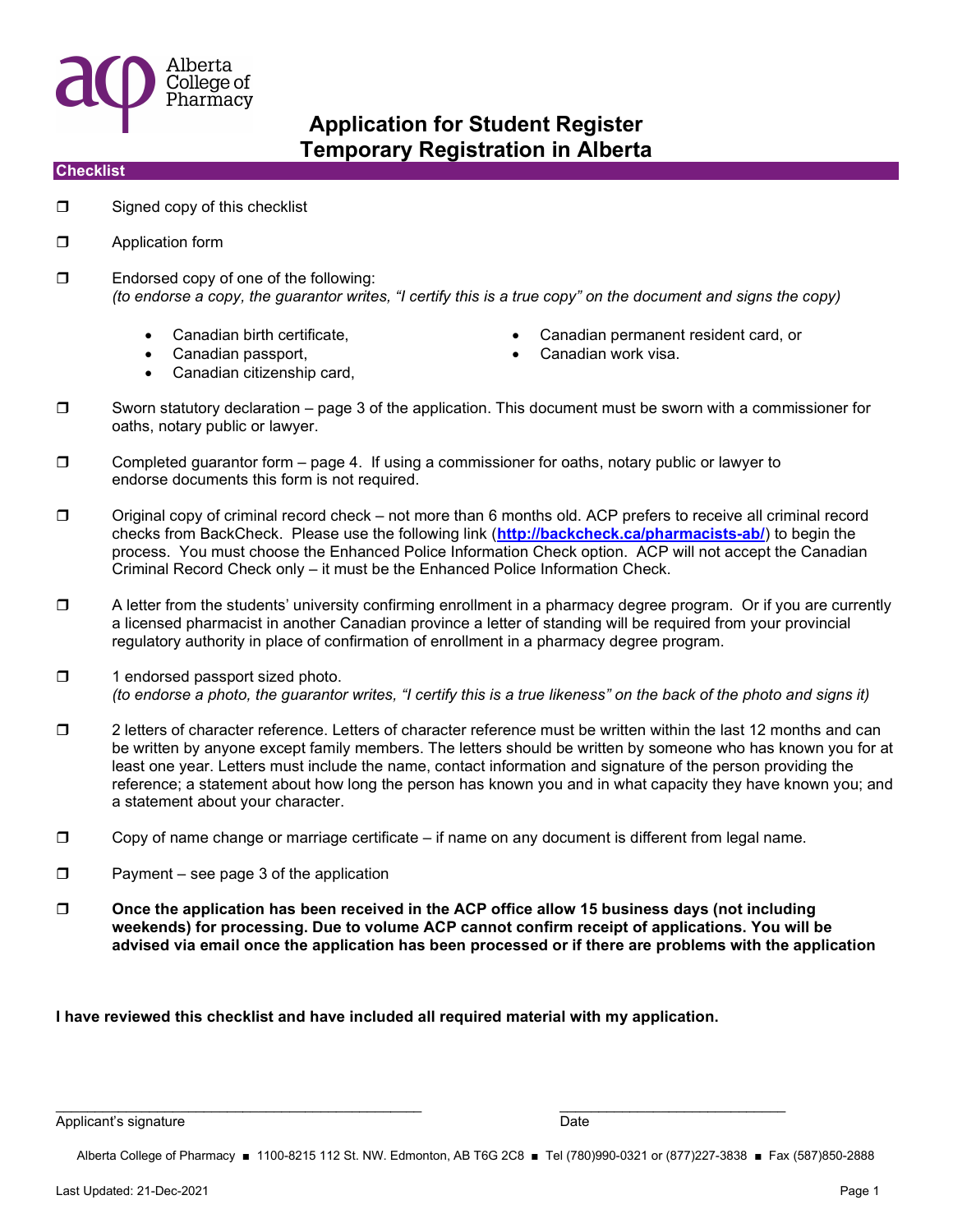# Application for Student Register Temporary Registration in Alberta

## Checklist

- ❒ Signed copy of this checklist
- ❒ Application form
- ❒ Endorsed copy of one of the following:
  *(to endorse a copy, the guarantor writes, "I certify this is a true copy" on the document and signs the copy)*
  - Canadian birth certificate,
  - Canadian passport,
  - Canadian citizenship card,
  - Canadian permanent resident card, or
  - Canadian work visa.
- ❒ Sworn statutory declaration – page 3 of the application. This document must be sworn with a commissioner for oaths, notary public or lawyer.
- ❒ Completed guarantor form – page 4. If using a commissioner for oaths, notary public or lawyer to endorse documents this form is not required.
- ❒ Original copy of criminal record check – not more than 6 months old. ACP prefers to receive all criminal record checks from BackCheck. Please use the following link (**http://backcheck.ca/pharmacists-ab/**) to begin the process. You must choose the Enhanced Police Information Check option. ACP will not accept the Canadian Criminal Record Check only – it must be the Enhanced Police Information Check.
- ❒ A letter from the students' university confirming enrollment in a pharmacy degree program. Or if you are currently a licensed pharmacist in another Canadian province a letter of standing will be required from your provincial regulatory authority in place of confirmation of enrollment in a pharmacy degree program.
- ❒ 1 endorsed passport sized photo.
  *(to endorse a photo, the guarantor writes, "I certify this is a true likeness" on the back of the photo and signs it)*
- ❒ 2 letters of character reference. Letters of character reference must be written within the last 12 months and can be written by anyone except family members. The letters should be written by someone who has known you for at least one year. Letters must include the name, contact information and signature of the person providing the reference; a statement about how long the person has known you and in what capacity they have known you; and a statement about your character.
- ❒ Copy of name change or marriage certificate – if name on any document is different from legal name.
- ❒ Payment – see page 3 of the application
- ❒ **Once the application has been received in the ACP office allow 15 business days (not including weekends) for processing. Due to volume ACP cannot confirm receipt of applications. You will be advised via email once the application has been processed or if there are problems with the application**

**I have reviewed this checklist and have included all required material with my application.**

\_\_\_\_\_\_\_\_\_\_\_\_\_\_\_\_\_\_\_\_\_\_\_\_\_\_\_\_\_\_\_\_\_\_\_\_\_\_\_\_ \_\_\_\_\_\_\_\_\_\_\_\_\_\_\_\_\_\_\_\_\_\_\_\_\_\_

Applicant's signature Date

Alberta College of Pharmacy ■ 1100-8215 112 St. NW. Edmonton, AB T6G 2C8 ■ Tel (780)990-0321 or (877)227-3838 ■ Fax (587)850-2888

Last Updated: 21-Dec-2021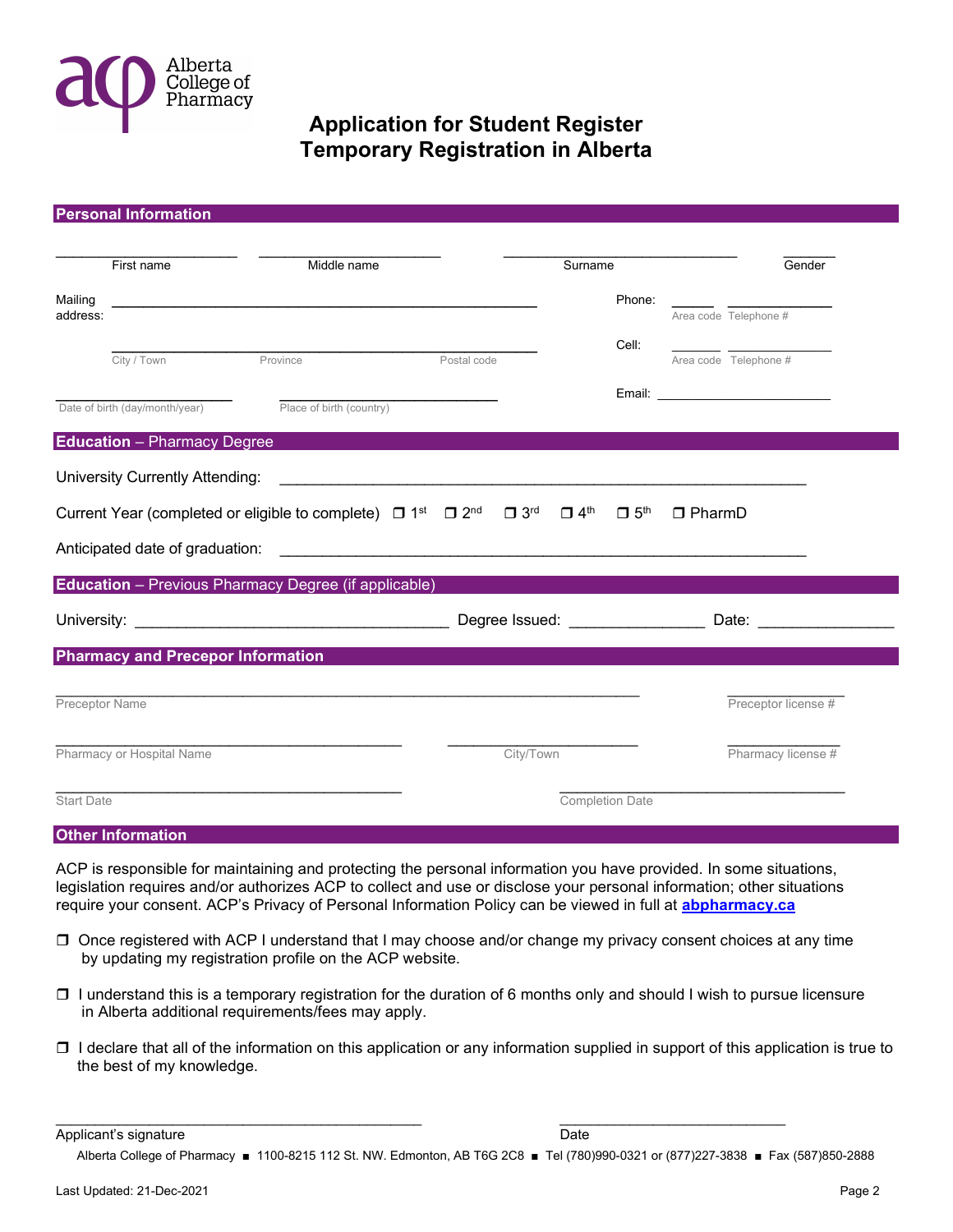# Application for Student Register Temporary Registration in Alberta

## Personal Information

| First name | Middle name | Surname | Gender |
|---|---|---|---|
| | | | |

Mailing address: ______________________________________

City / Town &nbsp;&nbsp; Province &nbsp;&nbsp; Postal code

Phone: ______ ____________ (Area code, Telephone #)

Cell: ______ ____________ (Area code, Telephone #)

Date of birth (day/month/year): ____________

Place of birth (country): ____________

Email: ____________

## Education – Pharmacy Degree

University Currently Attending: ______________________________________

Current Year (completed or eligible to complete) ☐ 1st ☐ 2nd ☐ 3rd ☐ 4th ☐ 5th ☐ PharmD

Anticipated date of graduation: ______________________________________

## Education – Previous Pharmacy Degree (if applicable)

University: ____________________ Degree Issued: ____________ Date: ____________

## Pharmacy and Precepor Information

Preceptor Name: ______________________________ Preceptor license #: ____________

Pharmacy or Hospital Name: ____________________ City/Town: ____________ Pharmacy license #: ____________

Start Date: ____________________ Completion Date: ____________________

## Other Information

ACP is responsible for maintaining and protecting the personal information you have provided. In some situations, legislation requires and/or authorizes ACP to collect and use or disclose your personal information; other situations require your consent. ACP's Privacy of Personal Information Policy can be viewed in full at **abpharmacy.ca**

☐ Once registered with ACP I understand that I may choose and/or change my privacy consent choices at any time by updating my registration profile on the ACP website.

☐ I understand this is a temporary registration for the duration of 6 months only and should I wish to pursue licensure in Alberta additional requirements/fees may apply.

☐ I declare that all of the information on this application or any information supplied in support of this application is true to the best of my knowledge.

Applicant's signature: ______________________________ Date: ____________________

Alberta College of Pharmacy ■ 1100-8215 112 St. NW. Edmonton, AB T6G 2C8 ■ Tel (780)990-0321 or (877)227-3838 ■ Fax (587)850-2888

Last Updated: 21-Dec-2021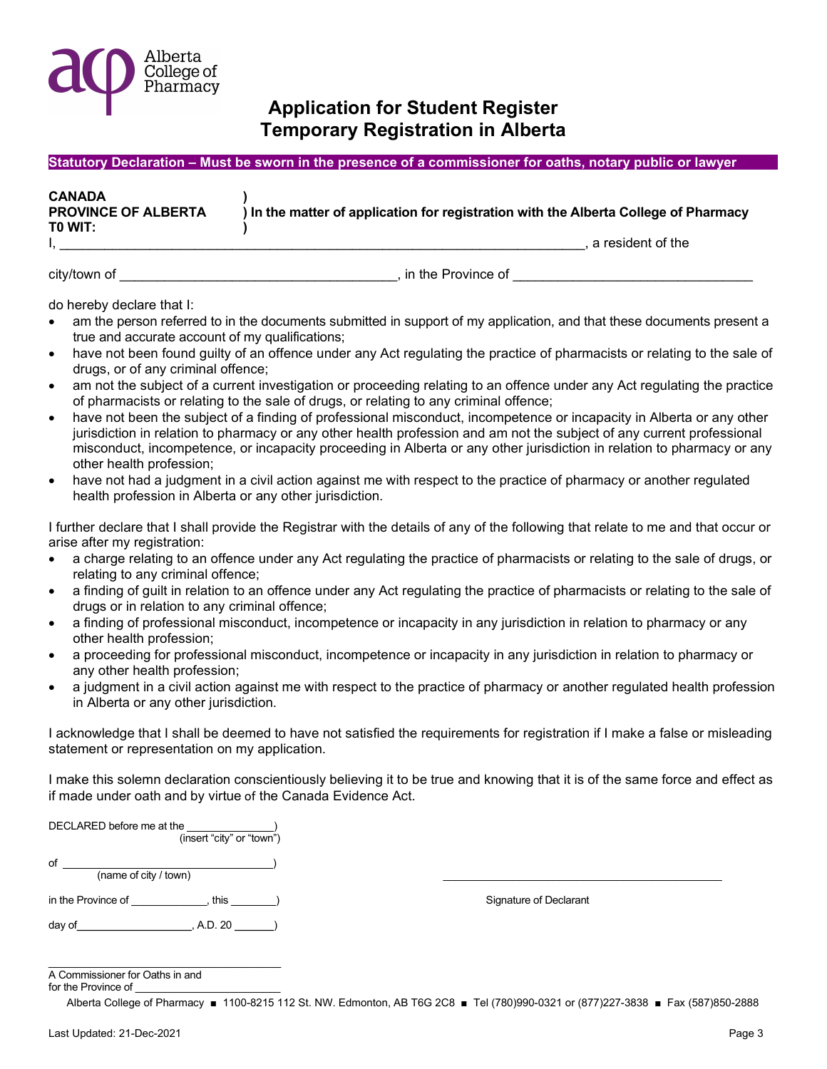Alberta College of Pharmacy

# Application for Student Register Temporary Registration in Alberta

**Statutory Declaration – Must be sworn in the presence of a commissioner for oaths, notary public or lawyer**

**CANADA** )
**PROVINCE OF ALBERTA** ) **In the matter of application for registration with the Alberta College of Pharmacy**
**T0 WIT:** )

I, ______________________________________________________________________, a resident of the

city/town of ____________________________________, in the Province of ______________________________

do hereby declare that I:

- am the person referred to in the documents submitted in support of my application, and that these documents present a true and accurate account of my qualifications;
- have not been found guilty of an offence under any Act regulating the practice of pharmacists or relating to the sale of drugs, or of any criminal offence;
- am not the subject of a current investigation or proceeding relating to an offence under any Act regulating the practice of pharmacists or relating to the sale of drugs, or relating to any criminal offence;
- have not been the subject of a finding of professional misconduct, incompetence or incapacity in Alberta or any other jurisdiction in relation to pharmacy or any other health profession and am not the subject of any current professional misconduct, incompetence, or incapacity proceeding in Alberta or any other jurisdiction in relation to pharmacy or any other health profession;
- have not had a judgment in a civil action against me with respect to the practice of pharmacy or another regulated health profession in Alberta or any other jurisdiction.

I further declare that I shall provide the Registrar with the details of any of the following that relate to me and that occur or arise after my registration:

- a charge relating to an offence under any Act regulating the practice of pharmacists or relating to the sale of drugs, or relating to any criminal offence;
- a finding of guilt in relation to an offence under any Act regulating the practice of pharmacists or relating to the sale of drugs or in relation to any criminal offence;
- a finding of professional misconduct, incompetence or incapacity in any jurisdiction in relation to pharmacy or any other health profession;
- a proceeding for professional misconduct, incompetence or incapacity in any jurisdiction in relation to pharmacy or any other health profession;
- a judgment in a civil action against me with respect to the practice of pharmacy or another regulated health profession in Alberta or any other jurisdiction.

I acknowledge that I shall be deemed to have not satisfied the requirements for registration if I make a false or misleading statement or representation on my application.

I make this solemn declaration conscientiously believing it to be true and knowing that it is of the same force and effect as if made under oath and by virtue of the Canada Evidence Act.

DECLARED before me at the ______________ )
(insert "city" or "town")

of ______________________________ )
(name of city / town)

in the Province of ____________, this ________ )

day of __________________, A.D. 20 ______ )

______________________________
A Commissioner for Oaths in and for the Province of ____________________

______________________________
Signature of Declarant

Alberta College of Pharmacy ■ 1100-8215 112 St. NW. Edmonton, AB T6G 2C8 ■ Tel (780)990-0321 or (877)227-3838 ■ Fax (587)850-2888

Last Updated: 21-Dec-2021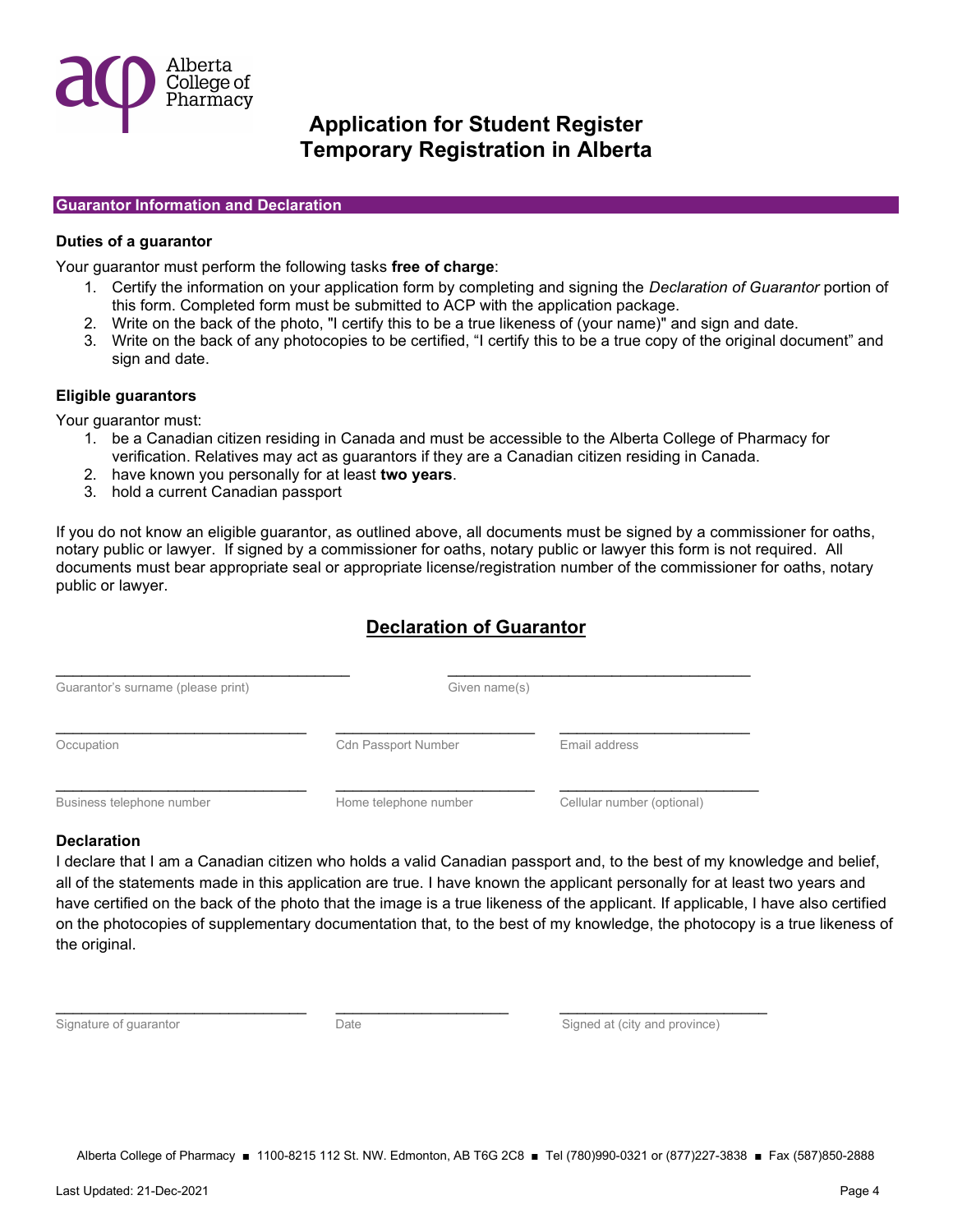# Application for Student Register Temporary Registration in Alberta

## Guarantor Information and Declaration

### Duties of a guarantor

Your guarantor must perform the following tasks **free of charge**:

1. Certify the information on your application form by completing and signing the *Declaration of Guarantor* portion of this form. Completed form must be submitted to ACP with the application package.
2. Write on the back of the photo, "I certify this to be a true likeness of (your name)" and sign and date.
3. Write on the back of any photocopies to be certified, "I certify this to be a true copy of the original document" and sign and date.

### Eligible guarantors

Your guarantor must:

1. be a Canadian citizen residing in Canada and must be accessible to the Alberta College of Pharmacy for verification. Relatives may act as guarantors if they are a Canadian citizen residing in Canada.
2. have known you personally for at least **two years**.
3. hold a current Canadian passport

If you do not know an eligible guarantor, as outlined above, all documents must be signed by a commissioner for oaths, notary public or lawyer. If signed by a commissioner for oaths, notary public or lawyer this form is not required. All documents must bear appropriate seal or appropriate license/registration number of the commissioner for oaths, notary public or lawyer.

## Declaration of Guarantor

| | |
|---|---|
| ______________________________ | ______________________________ |
| Guarantor's surname (please print) | Given name(s) |

| | | |
|---|---|---|
| ______________________________ | ______________________________ | ______________________________ |
| Occupation | Cdn Passport Number | Email address |
| ______________________________ | ______________________________ | ______________________________ |
| Business telephone number | Home telephone number | Cellular number (optional) |

### Declaration

I declare that I am a Canadian citizen who holds a valid Canadian passport and, to the best of my knowledge and belief, all of the statements made in this application are true. I have known the applicant personally for at least two years and have certified on the back of the photo that the image is a true likeness of the applicant. If applicable, I have also certified on the photocopies of supplementary documentation that, to the best of my knowledge, the photocopy is a true likeness of the original.

| | | |
|---|---|---|
| ______________________________ | ______________________________ | ______________________________ |
| Signature of guarantor | Date | Signed at (city and province) |

Alberta College of Pharmacy ■ 1100-8215 112 St. NW. Edmonton, AB T6G 2C8 ■ Tel (780)990-0321 or (877)227-3838 ■ Fax (587)850-2888

Last Updated: 21-Dec-2021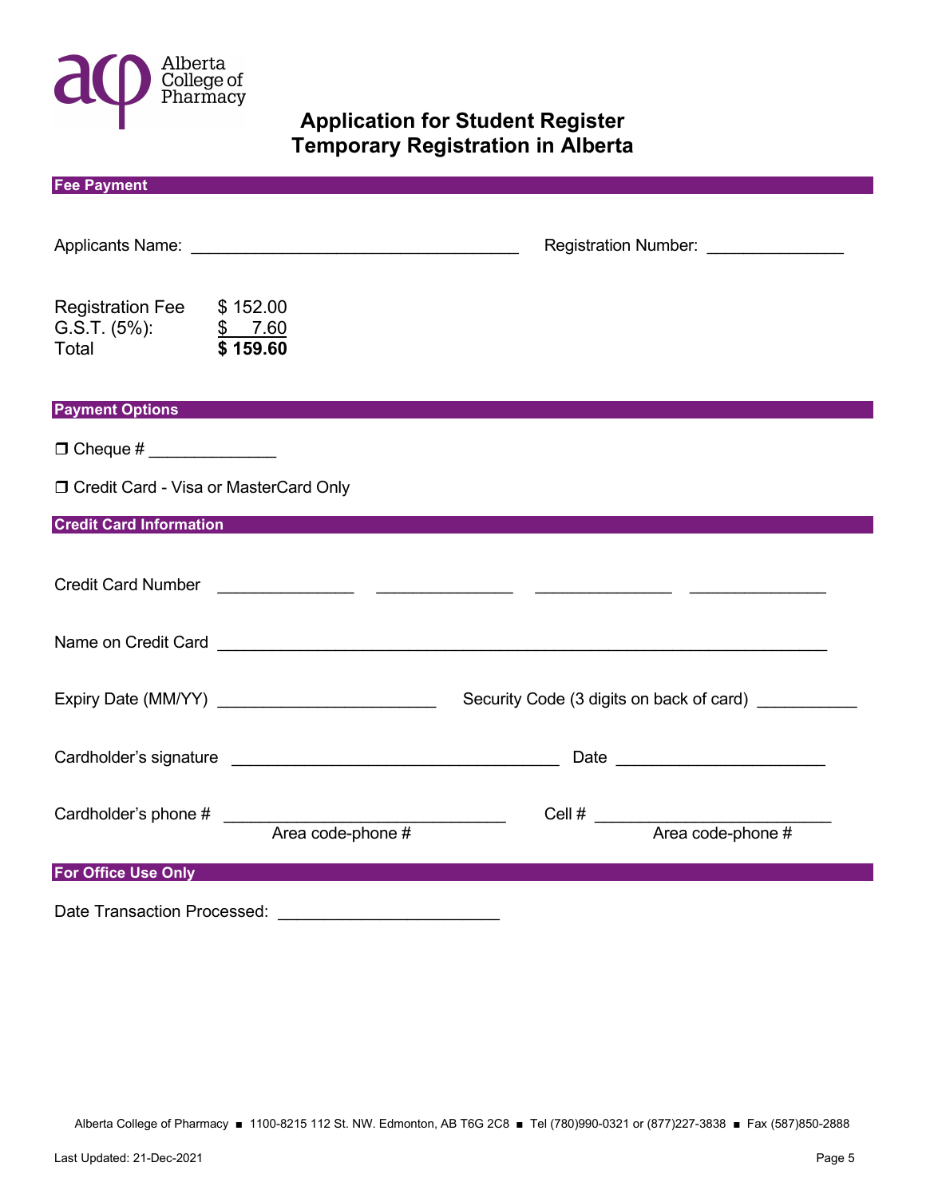Alberta College of Pharmacy

# Application for Student Register Temporary Registration in Alberta

## Fee Payment

Applicants Name: ___________________________________ Registration Number: ______________

| | |
|---|---|
| Registration Fee | $ 152.00 |
| G.S.T. (5%): | $ 7.60 |
| Total | **$ 159.60** |

## Payment Options

❒ Cheque # ______________

❒ Credit Card - Visa or MasterCard Only

## Credit Card Information

Credit Card Number _______________ _______________ _______________ _______________

Name on Credit Card ___________________________________________________________________

Expiry Date (MM/YY) ________________________ Security Code (3 digits on back of card) ___________

Cardholder's signature ____________________________________ Date _______________________

Cardholder's phone # _______________________________ Cell # __________________________

Area code-phone # Area code-phone #

## For Office Use Only

Date Transaction Processed: ________________________

Alberta College of Pharmacy ■ 1100-8215 112 St. NW. Edmonton, AB T6G 2C8 ■ Tel (780)990-0321 or (877)227-3838 ■ Fax (587)850-2888

Last Updated: 21-Dec-2021